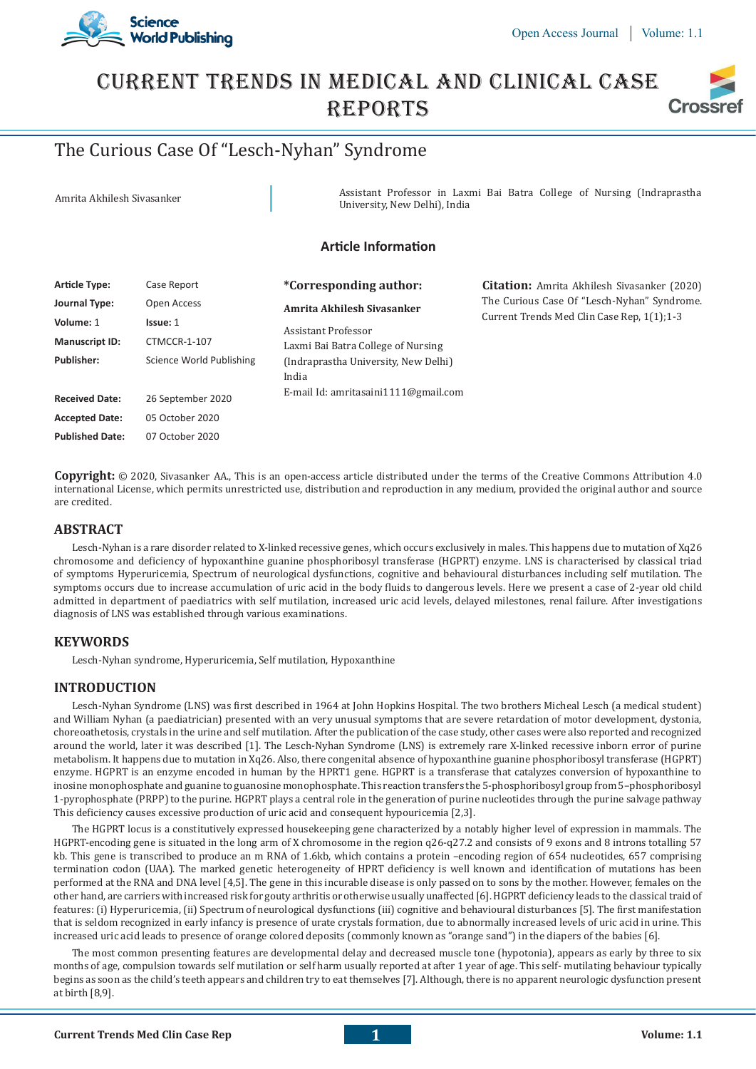# The Curious Case Of "Lesch-Nyhan" Syndrome

Amrita Akhilesh Sivasanker

Assistant Professor in Laxmi Bai Batra College of Nursing (Indraprastha University, New Delhi), India

## Article Information

| | |
|---|---|
| **Article Type:** | Case Report |
| **Journal Type:** | Open Access |
| **Volume:** 1 | **Issue:** 1 |
| **Manuscript ID:** | CTMCCR-1-107 |
| **Publisher:** | Science World Publishing |
| **Received Date:** | 26 September 2020 |
| **Accepted Date:** | 05 October 2020 |
| **Published Date:** | 07 October 2020 |

**\*Corresponding author:**

**Amrita Akhilesh Sivasanker**

Assistant Professor
Laxmi Bai Batra College of Nursing
(Indraprastha University, New Delhi)
India
E-mail Id: amritasaini1111@gmail.com

**Citation:** Amrita Akhilesh Sivasanker (2020) The Curious Case Of "Lesch-Nyhan" Syndrome. Current Trends Med Clin Case Rep, 1(1);1-3

**Copyright:** © 2020, Sivasanker AA., This is an open-access article distributed under the terms of the Creative Commons Attribution 4.0 international License, which permits unrestricted use, distribution and reproduction in any medium, provided the original author and source are credited.

## ABSTRACT

Lesch-Nyhan is a rare disorder related to X-linked recessive genes, which occurs exclusively in males. This happens due to mutation of Xq26 chromosome and deficiency of hypoxanthine guanine phosphoribosyl transferase (HGPRT) enzyme. LNS is characterised by classical triad of symptoms Hyperuricemia, Spectrum of neurological dysfunctions, cognitive and behavioural disturbances including self mutilation. The symptoms occurs due to increase accumulation of uric acid in the body fluids to dangerous levels. Here we present a case of 2-year old child admitted in department of paediatrics with self mutilation, increased uric acid levels, delayed milestones, renal failure. After investigations diagnosis of LNS was established through various examinations.

## KEYWORDS

Lesch-Nyhan syndrome, Hyperuricemia, Self mutilation, Hypoxanthine

## INTRODUCTION

Lesch-Nyhan Syndrome (LNS) was first described in 1964 at John Hopkins Hospital. The two brothers Micheal Lesch (a medical student) and William Nyhan (a paediatrician) presented with an very unusual symptoms that are severe retardation of motor development, dystonia, choreoathetosis, crystals in the urine and self mutilation. After the publication of the case study, other cases were also reported and recognized around the world, later it was described [1]. The Lesch-Nyhan Syndrome (LNS) is extremely rare X-linked recessive inborn error of purine metabolism. It happens due to mutation in Xq26. Also, there congenital absence of hypoxanthine guanine phosphoribosyl transferase (HGPRT) enzyme. HGPRT is an enzyme encoded in human by the HPRT1 gene. HGPRT is a transferase that catalyzes conversion of hypoxanthine to inosine monophosphate and guanine to guanosine monophosphate. This reaction transfers the 5-phosphoribosyl group from 5–phosphoribosyl 1-pyrophosphate (PRPP) to the purine. HGPRT plays a central role in the generation of purine nucleotides through the purine salvage pathway This deficiency causes excessive production of uric acid and consequent hypouricemia [2,3].

The HGPRT locus is a constitutively expressed housekeeping gene characterized by a notably higher level of expression in mammals. The HGPRT-encoding gene is situated in the long arm of X chromosome in the region q26-q27.2 and consists of 9 exons and 8 introns totalling 57 kb. This gene is transcribed to produce an m RNA of 1.6kb, which contains a protein –encoding region of 654 nucleotides, 657 comprising termination codon (UAA). The marked genetic heterogeneity of HPRT deficiency is well known and identification of mutations has been performed at the RNA and DNA level [4,5]. The gene in this incurable disease is only passed on to sons by the mother. However, females on the other hand, are carriers with increased risk for gouty arthritis or otherwise usually unaffected [6]. HGPRT deficiency leads to the classical traid of features: (i) Hyperuricemia, (ii) Spectrum of neurological dysfunctions (iii) cognitive and behavioural disturbances [5]. The first manifestation that is seldom recognized in early infancy is presence of urate crystals formation, due to abnormally increased levels of uric acid in urine. This increased uric acid leads to presence of orange colored deposits (commonly known as "orange sand") in the diapers of the babies [6].

The most common presenting features are developmental delay and decreased muscle tone (hypotonia), appears as early by three to six months of age, compulsion towards self mutilation or self harm usually reported at after 1 year of age. This self- mutilating behaviour typically begins as soon as the child's teeth appears and children try to eat themselves [7]. Although, there is no apparent neurologic dysfunction present at birth [8,9].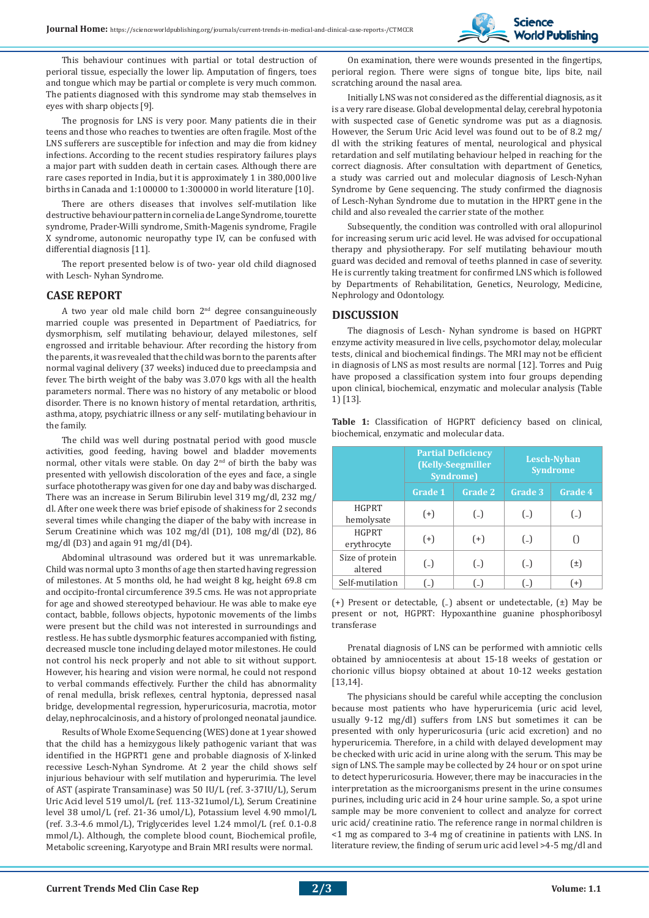This behaviour continues with partial or total destruction of perioral tissue, especially the lower lip. Amputation of fingers, toes and tongue which may be partial or complete is very much common. The patients diagnosed with this syndrome may stab themselves in eyes with sharp objects [9].

The prognosis for LNS is very poor. Many patients die in their teens and those who reaches to twenties are often fragile. Most of the LNS sufferers are susceptible for infection and may die from kidney infections. According to the recent studies respiratory failures plays a major part with sudden death in certain cases. Although there are rare cases reported in India, but it is approximately 1 in 380,000 live births in Canada and 1:100000 to 1:300000 in world literature [10].

There are others diseases that involves self-mutilation like destructive behaviour pattern in cornelia de Lange Syndrome, tourette syndrome, Prader-Willi syndrome, Smith-Magenis syndrome, Fragile X syndrome, autonomic neuropathy type IV, can be confused with differential diagnosis [11].

The report presented below is of two- year old child diagnosed with Lesch- Nyhan Syndrome.

## CASE REPORT

A two year old male child born 2nd degree consanguineously married couple was presented in Department of Paediatrics, for dysmorphism, self mutilating behaviour, delayed milestones, self engrossed and irritable behaviour. After recording the history from the parents, it was revealed that the child was born to the parents after normal vaginal delivery (37 weeks) induced due to preeclampsia and fever. The birth weight of the baby was 3.070 kgs with all the health parameters normal. There was no history of any metabolic or blood disorder. There is no known history of mental retardation, arthritis, asthma, atopy, psychiatric illness or any self- mutilating behaviour in the family.

The child was well during postnatal period with good muscle activities, good feeding, having bowel and bladder movements normal, other vitals were stable. On day 2nd of birth the baby was presented with yellowish discoloration of the eyes and face, a single surface phototherapy was given for one day and baby was discharged. There was an increase in Serum Bilirubin level 319 mg/dl, 232 mg/dl. After one week there was brief episode of shakiness for 2 seconds several times while changing the diaper of the baby with increase in Serum Creatinine which was 102 mg/dl (D1), 108 mg/dl (D2), 86 mg/dl (D3) and again 91 mg/dl (D4).

Abdominal ultrasound was ordered but it was unremarkable. Child was normal upto 3 months of age then started having regression of milestones. At 5 months old, he had weight 8 kg, height 69.8 cm and occipito-frontal circumference 39.5 cms. He was not appropriate for age and showed stereotyped behaviour. He was able to make eye contact, babble, follows objects, hypotonic movements of the limbs were present but the child was not interested in surroundings and restless. He has subtle dysmorphic features accompanied with fisting, decreased muscle tone including delayed motor milestones. He could not control his neck properly and not able to sit without support. However, his hearing and vision were normal, he could not respond to verbal commands effectively. Further the child has abnormality of renal medulla, brisk reflexes, central hyptonia, depressed nasal bridge, developmental regression, hyperuricosuria, macrotia, motor delay, nephrocalcinosis, and a history of prolonged neonatal jaundice.

Results of Whole Exome Sequencing (WES) done at 1 year showed that the child has a hemizygous likely pathogenic variant that was identified in the HGPRT1 gene and probable diagnosis of X-linked recessive Lesch-Nyhan Syndrome. At 2 year the child shows self injurious behaviour with self mutilation and hyperurimia. The level of AST (aspirate Transaminase) was 50 IU/L (ref. 3-37IU/L), Serum Uric Acid level 519 umol/L (ref. 113-321umol/L), Serum Creatinine level 38 umol/L (ref. 21-36 umol/L), Potassium level 4.90 mmol/L (ref. 3.3-4.6 mmol/L), Triglycerides level 1.24 mmol/L (ref. 0.1-0.8 mmol/L). Although, the complete blood count, Biochemical profile, Metabolic screening, Karyotype and Brain MRI results were normal.

On examination, there were wounds presented in the fingertips, perioral region. There were signs of tongue bite, lips bite, nail scratching around the nasal area.

Initially LNS was not considered as the differential diagnosis, as it is a very rare disease. Global developmental delay, cerebral hypotonia with suspected case of Genetic syndrome was put as a diagnosis. However, the Serum Uric Acid level was found out to be of 8.2 mg/dl with the striking features of mental, neurological and physical retardation and self mutilating behaviour helped in reaching for the correct diagnosis. After consultation with department of Genetics, a study was carried out and molecular diagnosis of Lesch-Nyhan Syndrome by Gene sequencing. The study confirmed the diagnosis of Lesch-Nyhan Syndrome due to mutation in the HPRT gene in the child and also revealed the carrier state of the mother.

Subsequently, the condition was controlled with oral allopurinol for increasing serum uric acid level. He was advised for occupational therapy and physiotherapy. For self mutilating behaviour mouth guard was decided and removal of teeths planned in case of severity. He is currently taking treatment for confirmed LNS which is followed by Departments of Rehabilitation, Genetics, Neurology, Medicine, Nephrology and Odontology.

## DISCUSSION

The diagnosis of Lesch- Nyhan syndrome is based on HGPRT enzyme activity measured in live cells, psychomotor delay, molecular tests, clinical and biochemical findings. The MRI may not be efficient in diagnosis of LNS as most results are normal [12]. Torres and Puig have proposed a classification system into four groups depending upon clinical, biochemical, enzymatic and molecular analysis (Table 1) [13].

**Table 1:** Classification of HGPRT deficiency based on clinical, biochemical, enzymatic and molecular data.

| | Partial Deficiency (Kelly-Seegmiller Syndrome) | | Lesch-Nyhan Syndrome | |
|---|---|---|---|---|
| | Grade 1 | Grade 2 | Grade 3 | Grade 4 |
| HGPRT hemolysate | (+) | (_) | (_) | (_) |
| HGPRT erythrocyte | (+) | (+) | (_) | () |
| Size of protein altered | (_) | (_) | (_) | (±) |
| Self-mutilation | (_) | (_) | (_) | (+) |

(+) Present or detectable, (_) absent or undetectable, (±) May be present or not, HGPRT: Hypoxanthine guanine phosphoribosyl transferase

Prenatal diagnosis of LNS can be performed with amniotic cells obtained by amniocentesis at about 15-18 weeks of gestation or chorionic villus biopsy obtained at about 10-12 weeks gestation [13,14].

The physicians should be careful while accepting the conclusion because most patients who have hyperuricemia (uric acid level, usually 9-12 mg/dl) suffers from LNS but sometimes it can be presented with only hyperuricosuria (uric acid excretion) and no hyperuricemia. Therefore, in a child with delayed development may be checked with uric acid in urine along with the serum. This may be sign of LNS. The sample may be collected by 24 hour or on spot urine to detect hyperuricosuria. However, there may be inaccuracies in the interpretation as the microorganisms present in the urine consumes purines, including uric acid in 24 hour urine sample. So, a spot urine sample may be more convenient to collect and analyze for correct uric acid/ creatinine ratio. The reference range in normal children is <1 mg as compared to 3-4 mg of creatinine in patients with LNS. In literature review, the finding of serum uric acid level >4-5 mg/dl and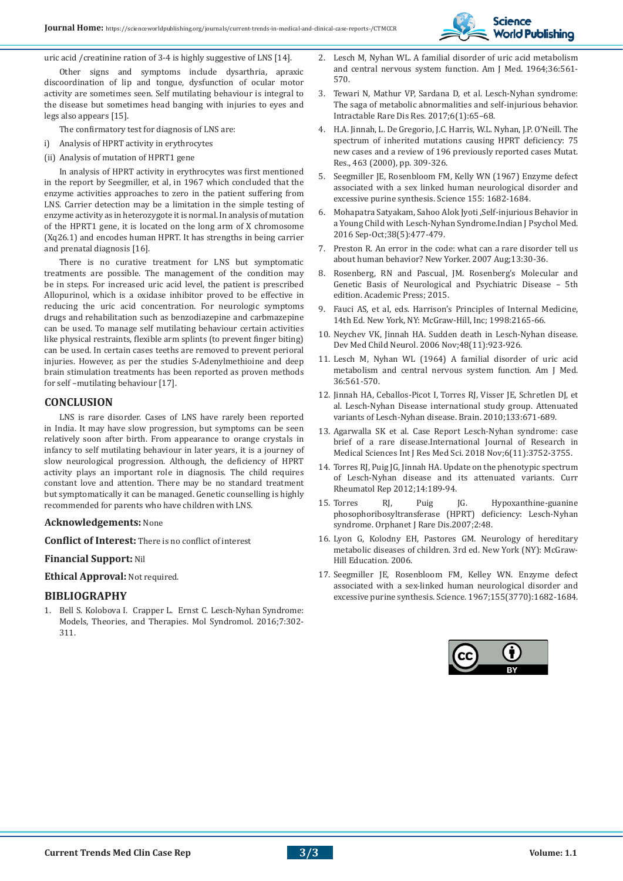uric acid /creatinine ration of 3-4 is highly suggestive of LNS [14].

Other signs and symptoms include dysarthria, apraxic discoordination of lip and tongue, dysfunction of ocular motor activity are sometimes seen. Self mutilating behaviour is integral to the disease but sometimes head banging with injuries to eyes and legs also appears [15].

The confirmatory test for diagnosis of LNS are:

i) Analysis of HPRT activity in erythrocytes

(ii) Analysis of mutation of HPRT1 gene

In analysis of HPRT activity in erythrocytes was first mentioned in the report by Seegmiller, et al, in 1967 which concluded that the enzyme activities approaches to zero in the patient suffering from LNS. Carrier detection may be a limitation in the simple testing of enzyme activity as in heterozygote it is normal. In analysis of mutation of the HPRT1 gene, it is located on the long arm of X chromosome (Xq26.1) and encodes human HPRT. It has strengths in being carrier and prenatal diagnosis [16].

There is no curative treatment for LNS but symptomatic treatments are possible. The management of the condition may be in steps. For increased uric acid level, the patient is prescribed Allopurinol, which is a oxidase inhibitor proved to be effective in reducing the uric acid concentration. For neurologic symptoms drugs and rehabilitation such as benzodiazepine and carbmazepine can be used. To manage self mutilating behaviour certain activities like physical restraints, flexible arm splints (to prevent finger biting) can be used. In certain cases teeths are removed to prevent perioral injuries. However, as per the studies S-Adenylmethioine and deep brain stimulation treatments has been reported as proven methods for self –mutilating behaviour [17].

## CONCLUSION

LNS is rare disorder. Cases of LNS have rarely been reported in India. It may have slow progression, but symptoms can be seen relatively soon after birth. From appearance to orange crystals in infancy to self mutilating behaviour in later years, it is a journey of slow neurological progression. Although, the deficiency of HPRT activity plays an important role in diagnosis. The child requires constant love and attention. There may be no standard treatment but symptomatically it can be managed. Genetic counselling is highly recommended for parents who have children with LNS.

**Acknowledgements:** None

**Conflict of Interest:** There is no conflict of interest

**Financial Support:** Nil

**Ethical Approval:** Not required.

## BIBLIOGRAPHY

1. Bell S. Kolobova I. Crapper L. Ernst C. Lesch-Nyhan Syndrome: Models, Theories, and Therapies. Mol Syndromol. 2016;7:302-311.
2. Lesch M, Nyhan WL. A familial disorder of uric acid metabolism and central nervous system function. Am J Med. 1964;36:561-570.
3. Tewari N, Mathur VP, Sardana D, et al. Lesch-Nyhan syndrome: The saga of metabolic abnormalities and self-injurious behavior. Intractable Rare Dis Res. 2017;6(1):65–68.
4. H.A. Jinnah, L. De Gregorio, J.C. Harris, W.L. Nyhan, J.P. O'Neill. The spectrum of inherited mutations causing HPRT deficiency: 75 new cases and a review of 196 previously reported cases Mutat. Res., 463 (2000), pp. 309-326.
5. Seegmiller JE, Rosenbloom FM, Kelly WN (1967) Enzyme defect associated with a sex linked human neurological disorder and excessive purine synthesis. Science 155: 1682-1684.
6. Mohapatra Satyakam, Sahoo Alok Jyoti ,Self-injurious Behavior in a Young Child with Lesch-Nyhan Syndrome.Indian J Psychol Med. 2016 Sep-Oct;38(5):477-479.
7. Preston R. An error in the code: what can a rare disorder tell us about human behavior? New Yorker. 2007 Aug;13:30-36.
8. Rosenberg, RN and Pascual, JM. Rosenberg's Molecular and Genetic Basis of Neurological and Psychiatric Disease – 5th edition. Academic Press; 2015.
9. Fauci AS, et al, eds. Harrison's Principles of Internal Medicine, 14th Ed. New York, NY: McGraw-Hill, Inc; 1998:2165-66.
10. Neychev VK, Jinnah HA. Sudden death in Lesch-Nyhan disease. Dev Med Child Neurol. 2006 Nov;48(11):923-926.
11. Lesch M, Nyhan WL (1964) A familial disorder of uric acid metabolism and central nervous system function. Am J Med. 36:561-570.
12. Jinnah HA, Ceballos-Picot I, Torres RJ, Visser JE, Schretlen DJ, et al. Lesch-Nyhan Disease international study group. Attenuated variants of Lesch-Nyhan disease. Brain. 2010;133:671-689.
13. Agarwalla SK et al. Case Report Lesch-Nyhan syndrome: case brief of a rare disease.International Journal of Research in Medical Sciences Int J Res Med Sci. 2018 Nov;6(11):3752-3755.
14. Torres RJ, Puig JG, Jinnah HA. Update on the phenotypic spectrum of Lesch-Nyhan disease and its attenuated variants. Curr Rheumatol Rep 2012;14:189-94.
15. Torres RJ, Puig JG. Hypoxanthine-guanine phosophoribosyltransferase (HPRT) deficiency: Lesch-Nyhan syndrome. Orphanet J Rare Dis.2007;2:48.
16. Lyon G, Kolodny EH, Pastores GM. Neurology of hereditary metabolic diseases of children. 3rd ed. New York (NY): McGraw-Hill Education. 2006.
17. Seegmiller JE, Rosenbloom FM, Kelley WN. Enzyme defect associated with a sex-linked human neurological disorder and excessive purine synthesis. Science. 1967;155(3770):1682-1684.